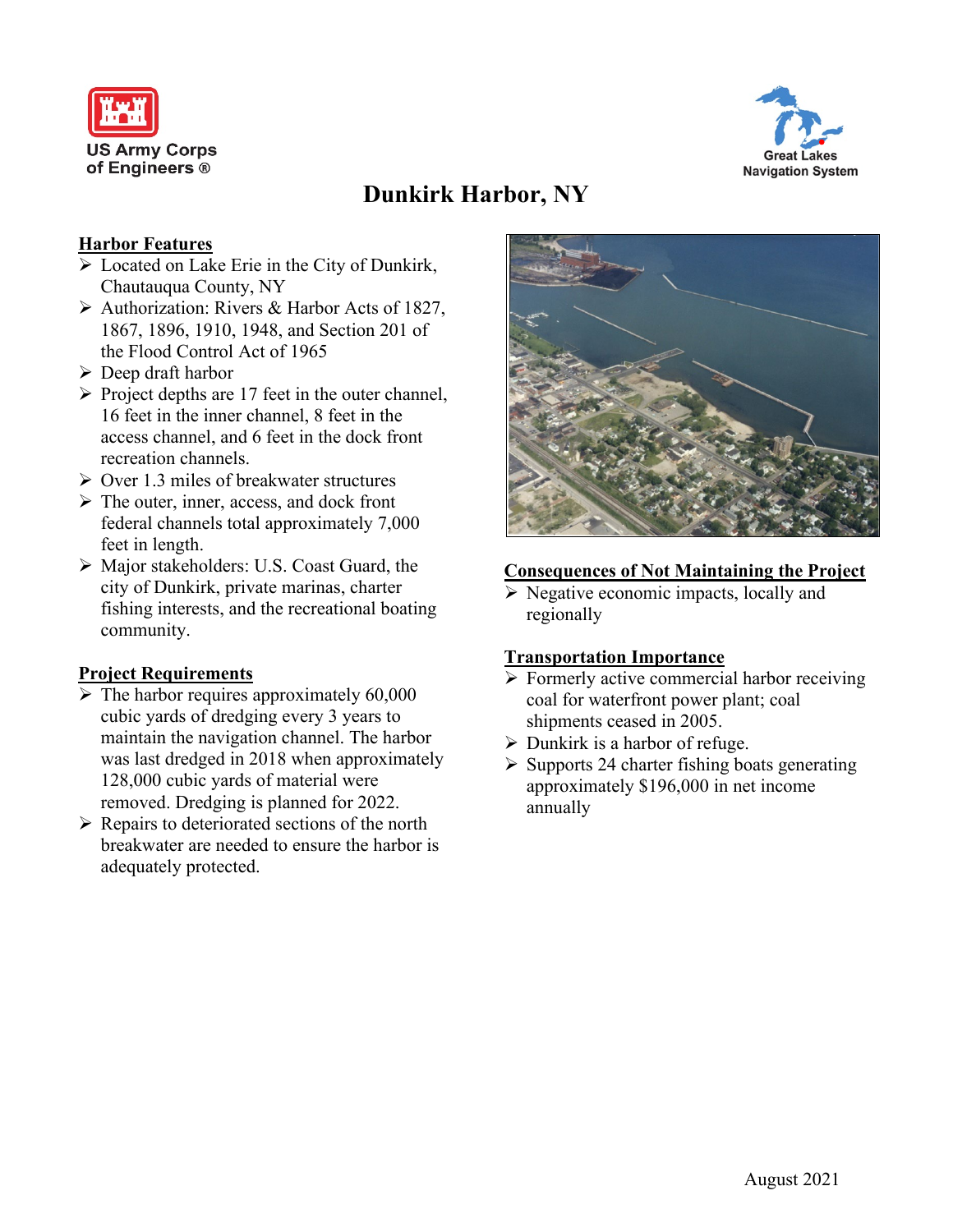US Army Corps of Engineers ®

Great Lakes Navigation System

# Dunkirk Harbor, NY

## Harbor Features

- Located on Lake Erie in the City of Dunkirk, Chautauqua County, NY
- Authorization: Rivers & Harbor Acts of 1827, 1867, 1896, 1910, 1948, and Section 201 of the Flood Control Act of 1965
- Deep draft harbor
- Project depths are 17 feet in the outer channel, 16 feet in the inner channel, 8 feet in the access channel, and 6 feet in the dock front recreation channels.
- Over 1.3 miles of breakwater structures
- The outer, inner, access, and dock front federal channels total approximately 7,000 feet in length.
- Major stakeholders: U.S. Coast Guard, the city of Dunkirk, private marinas, charter fishing interests, and the recreational boating community.

## Project Requirements

- The harbor requires approximately 60,000 cubic yards of dredging every 3 years to maintain the navigation channel. The harbor was last dredged in 2018 when approximately 128,000 cubic yards of material were removed. Dredging is planned for 2022.
- Repairs to deteriorated sections of the north breakwater are needed to ensure the harbor is adequately protected.

## Consequences of Not Maintaining the Project

- Negative economic impacts, locally and regionally

## Transportation Importance

- Formerly active commercial harbor receiving coal for waterfront power plant; coal shipments ceased in 2005.
- Dunkirk is a harbor of refuge.
- Supports 24 charter fishing boats generating approximately $196,000 in net income annually

August 2021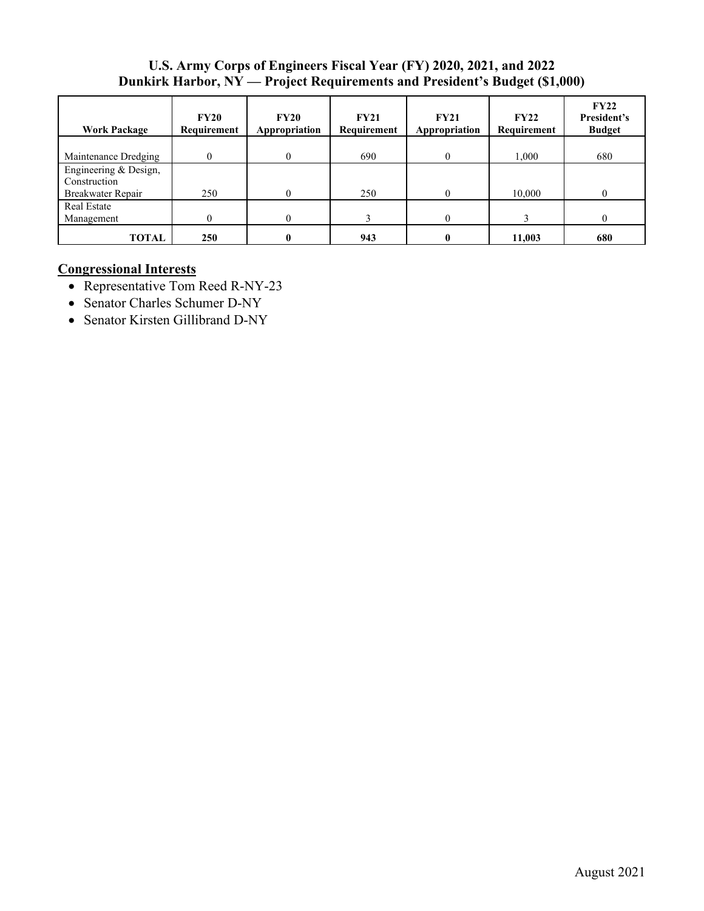**U.S. Army Corps of Engineers Fiscal Year (FY) 2020, 2021, and 2022**
**Dunkirk Harbor, NY — Project Requirements and President's Budget ($1,000)**

| Work Package | FY20 Requirement | FY20 Appropriation | FY21 Requirement | FY21 Appropriation | FY22 Requirement | FY22 President's Budget |
|---|---|---|---|---|---|---|
| Maintenance Dredging | 0 | 0 | 690 | 0 | 1,000 | 680 |
| Engineering & Design, Construction Breakwater Repair | 250 | 0 | 250 | 0 | 10,000 | 0 |
| Real Estate Management | 0 | 0 | 3 | 0 | 3 | 0 |
| **TOTAL** | **250** | **0** | **943** | **0** | **11,003** | **680** |

## Congressional Interests

- Representative Tom Reed R-NY-23
- Senator Charles Schumer D-NY
- Senator Kirsten Gillibrand D-NY

August 2021